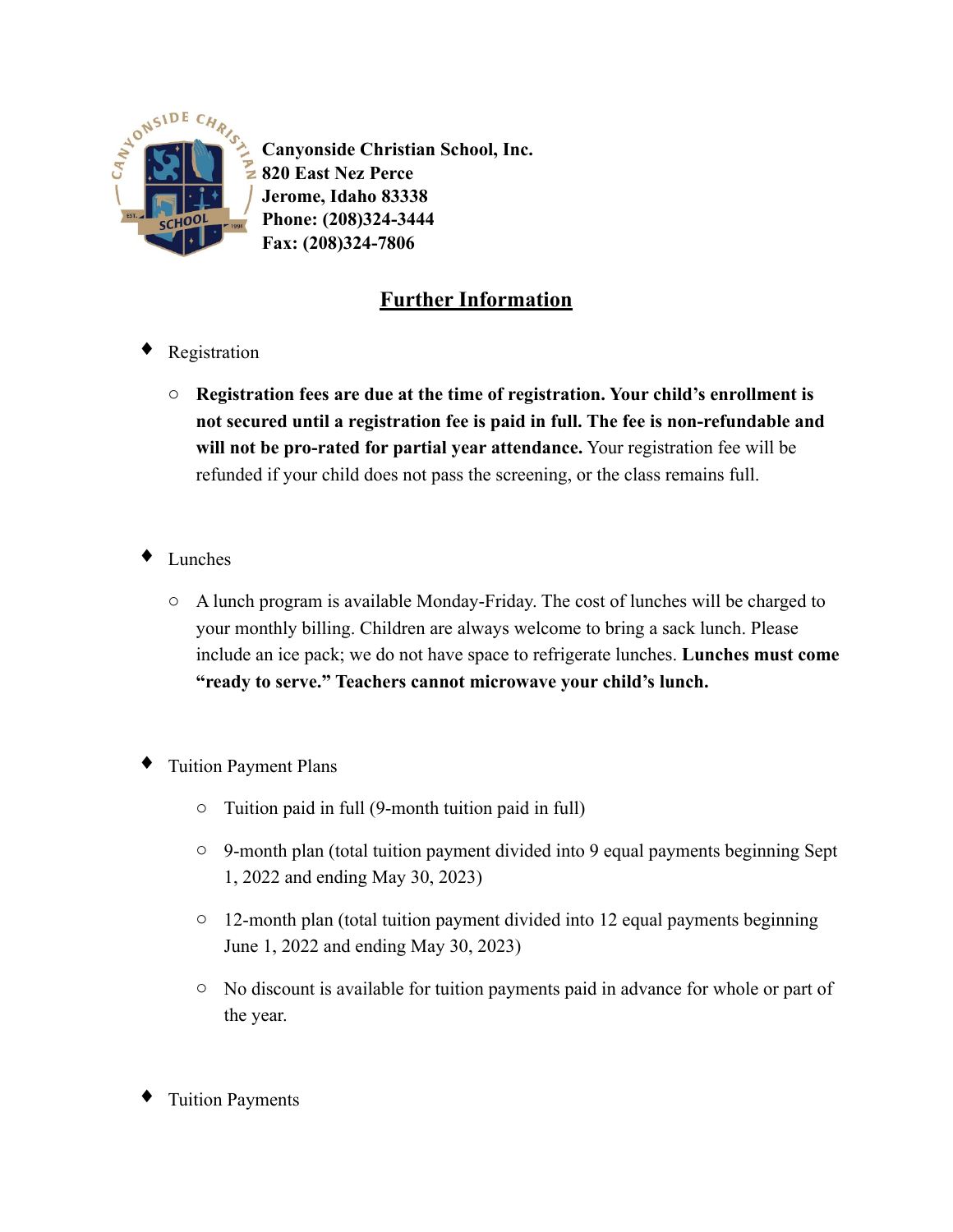**Canyonside Christian School, Inc.**
**820 East Nez Perce**
**Jerome, Idaho 83338**
**Phone: (208)324-3444**
**Fax: (208)324-7806**

## Further Information

- Registration
  - **Registration fees are due at the time of registration. Your child's enrollment is not secured until a registration fee is paid in full. The fee is non-refundable and will not be pro-rated for partial year attendance.** Your registration fee will be refunded if your child does not pass the screening, or the class remains full.

- Lunches
  - A lunch program is available Monday-Friday. The cost of lunches will be charged to your monthly billing. Children are always welcome to bring a sack lunch. Please include an ice pack; we do not have space to refrigerate lunches. **Lunches must come "ready to serve." Teachers cannot microwave your child's lunch.**

- Tuition Payment Plans
  - Tuition paid in full (9-month tuition paid in full)
  - 9-month plan (total tuition payment divided into 9 equal payments beginning Sept 1, 2022 and ending May 30, 2023)
  - 12-month plan (total tuition payment divided into 12 equal payments beginning June 1, 2022 and ending May 30, 2023)
  - No discount is available for tuition payments paid in advance for whole or part of the year.

- Tuition Payments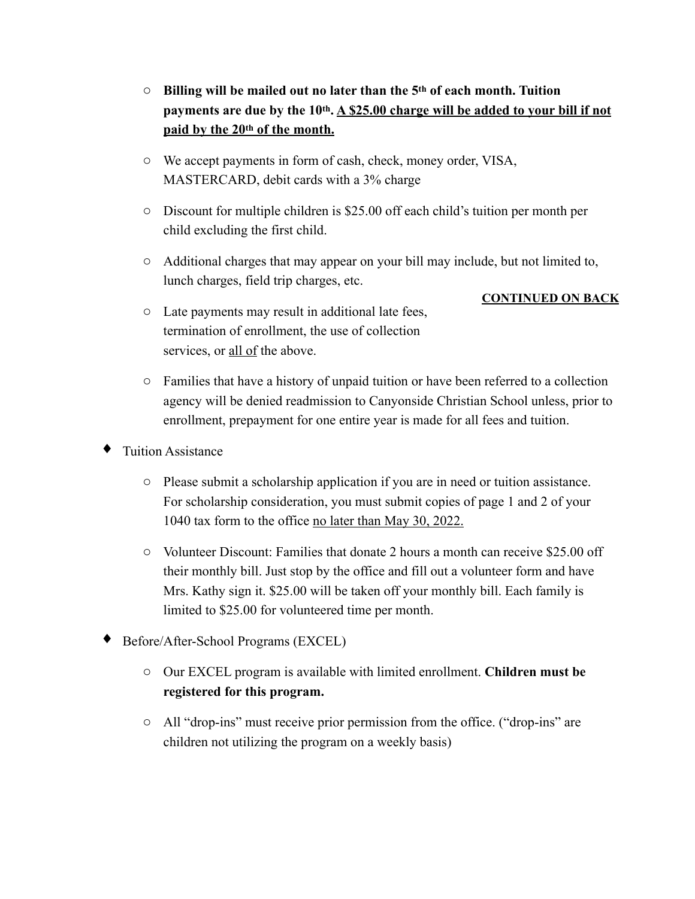- **Billing will be mailed out no later than the 5th of each month. Tuition payments are due by the 10th. <u>A $25.00 charge will be added to your bill if not paid by the 20th of the month.</u>**
- We accept payments in form of cash, check, money order, VISA, MASTERCARD, debit cards with a 3% charge
- Discount for multiple children is $25.00 off each child's tuition per month per child excluding the first child.
- Additional charges that may appear on your bill may include, but not limited to, lunch charges, field trip charges, etc.
- Late payments may result in additional late fees, termination of enrollment, the use of collection services, or <u>all of</u> the above.

**<u>CONTINUED ON BACK</u>**

- Families that have a history of unpaid tuition or have been referred to a collection agency will be denied readmission to Canyonside Christian School unless, prior to enrollment, prepayment for one entire year is made for all fees and tuition.

♦ Tuition Assistance

- Please submit a scholarship application if you are in need or tuition assistance. For scholarship consideration, you must submit copies of page 1 and 2 of your 1040 tax form to the office <u>no later than May 30, 2022.</u>
- Volunteer Discount: Families that donate 2 hours a month can receive $25.00 off their monthly bill. Just stop by the office and fill out a volunteer form and have Mrs. Kathy sign it. $25.00 will be taken off your monthly bill. Each family is limited to $25.00 for volunteered time per month.

♦ Before/After-School Programs (EXCEL)

- Our EXCEL program is available with limited enrollment. **Children must be registered for this program.**
- All "drop-ins" must receive prior permission from the office. ("drop-ins" are children not utilizing the program on a weekly basis)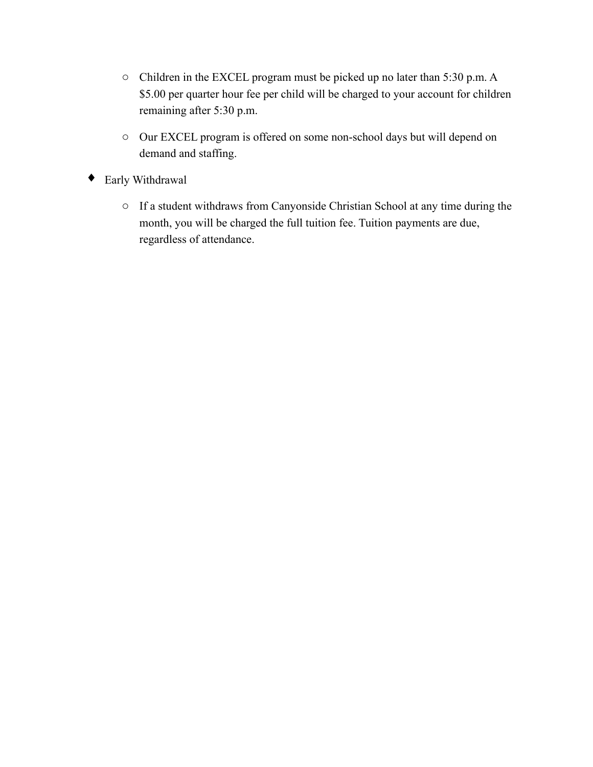- Children in the EXCEL program must be picked up no later than 5:30 p.m. A $5.00 per quarter hour fee per child will be charged to your account for children remaining after 5:30 p.m.
- Our EXCEL program is offered on some non-school days but will depend on demand and staffing.

- Early Withdrawal
  - If a student withdraws from Canyonside Christian School at any time during the month, you will be charged the full tuition fee. Tuition payments are due, regardless of attendance.